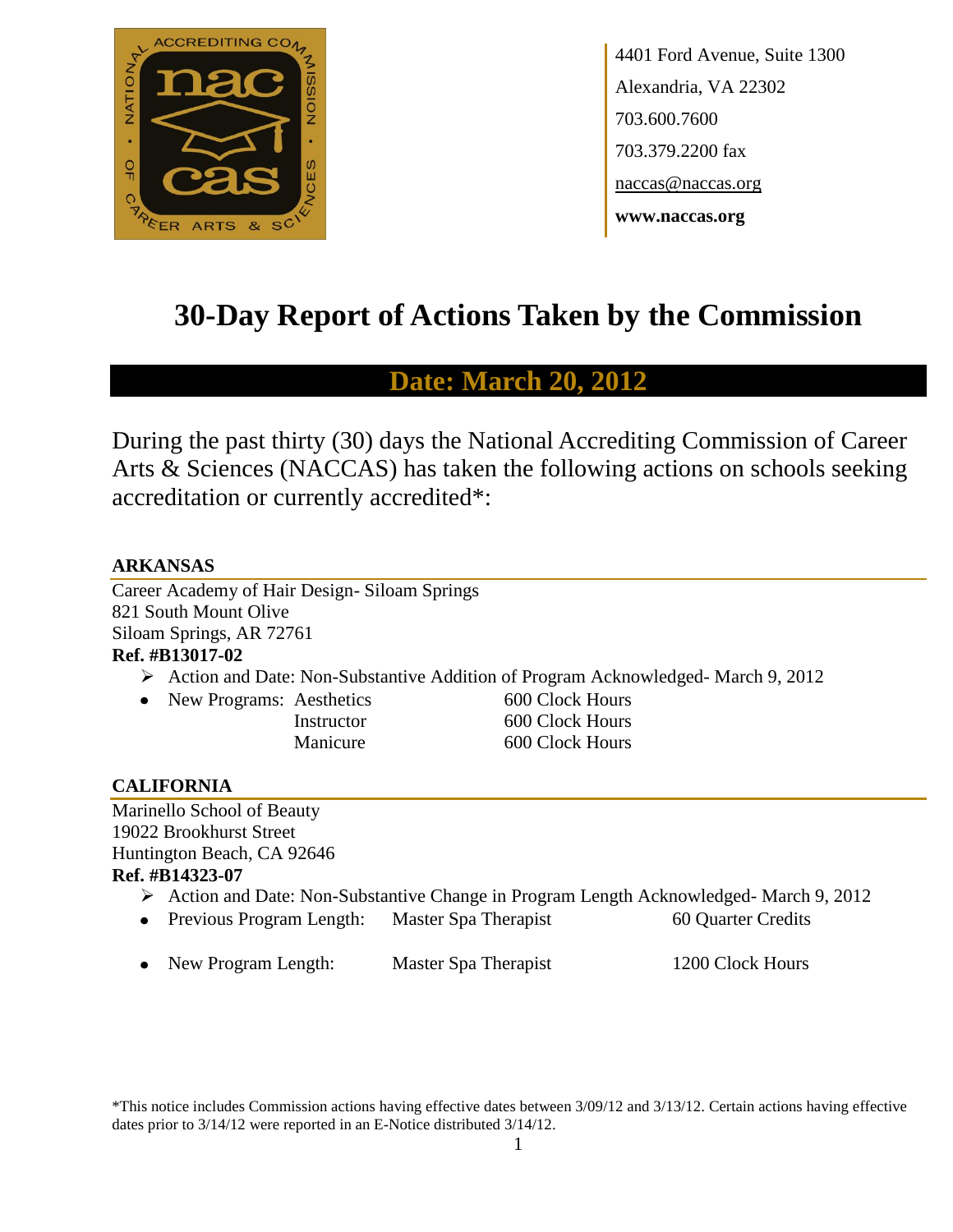4401 Ford Avenue, Suite 1300
Alexandria, VA 22302
703.600.7600
703.379.2200 fax
naccas@naccas.org
**www.naccas.org**

# 30-Day Report of Actions Taken by the Commission

## Date: March 20, 2012

During the past thirty (30) days the National Accrediting Commission of Career Arts & Sciences (NACCAS) has taken the following actions on schools seeking accreditation or currently accredited*:

### ARKANSAS

Career Academy of Hair Design- Siloam Springs
821 South Mount Olive
Siloam Springs, AR 72761
**Ref. #B13017-02**

- Action and Date: Non-Substantive Addition of Program Acknowledged- March 9, 2012
- New Programs: Aesthetics 600 Clock Hours
  Instructor 600 Clock Hours
  Manicure 600 Clock Hours

### CALIFORNIA

Marinello School of Beauty
19022 Brookhurst Street
Huntington Beach, CA 92646
**Ref. #B14323-07**

- Action and Date: Non-Substantive Change in Program Length Acknowledged- March 9, 2012
- Previous Program Length: Master Spa Therapist 60 Quarter Credits
- New Program Length: Master Spa Therapist 1200 Clock Hours

*This notice includes Commission actions having effective dates between 3/09/12 and 3/13/12. Certain actions having effective dates prior to 3/14/12 were reported in an E-Notice distributed 3/14/12.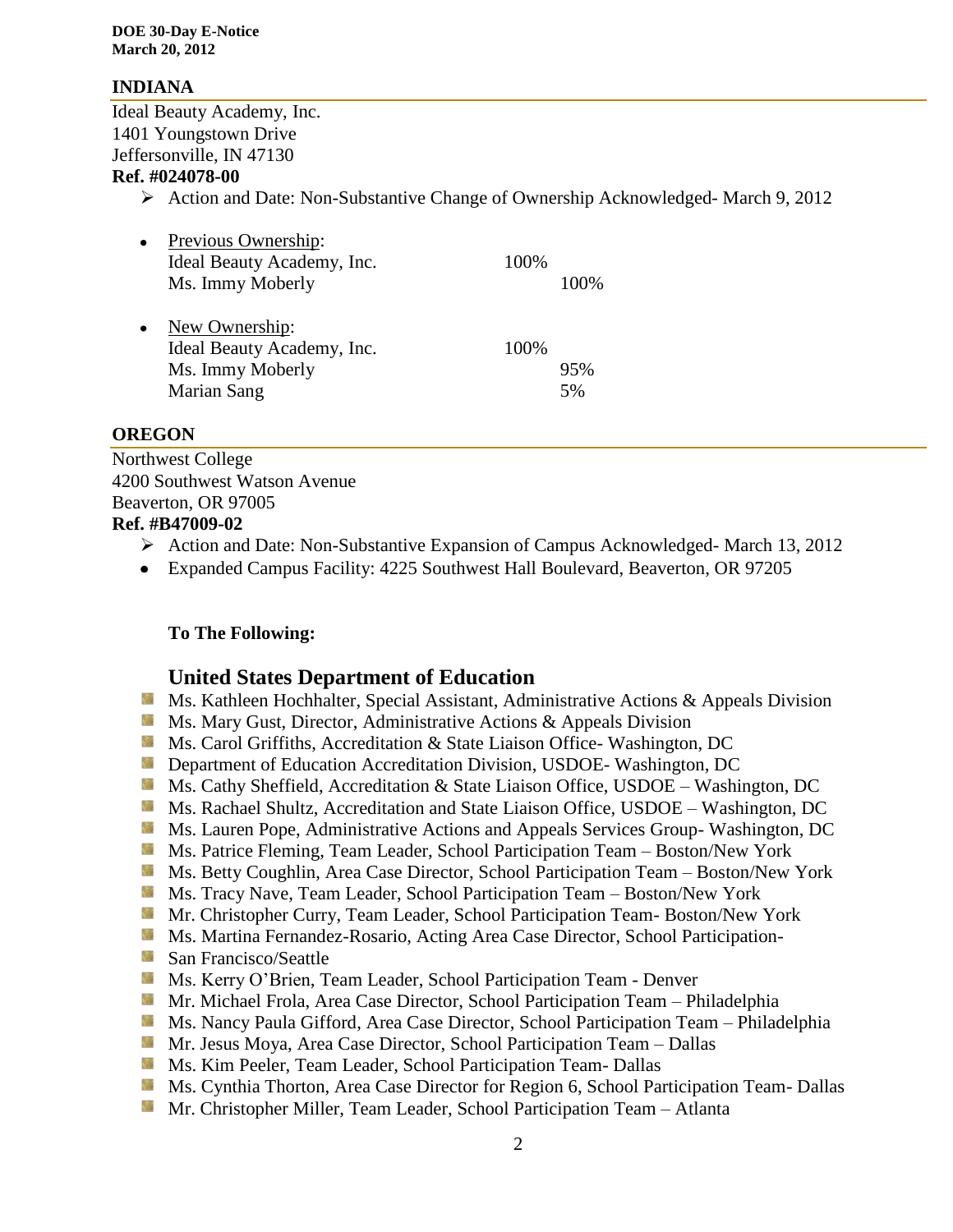## INDIANA

Ideal Beauty Academy, Inc.
1401 Youngstown Drive
Jeffersonville, IN 47130

**Ref. #024078-00**

- Action and Date: Non-Substantive Change of Ownership Acknowledged- March 9, 2012

- Previous Ownership:

| | | |
|---|---|---|
| Ideal Beauty Academy, Inc. | 100% | |
| Ms. Immy Moberly | | 100% |

- New Ownership:

| | | |
|---|---|---|
| Ideal Beauty Academy, Inc. | 100% | |
| Ms. Immy Moberly | | 95% |
| Marian Sang | | 5% |

## OREGON

Northwest College
4200 Southwest Watson Avenue
Beaverton, OR 97005

**Ref. #B47009-02**

- Action and Date: Non-Substantive Expansion of Campus Acknowledged- March 13, 2012
- Expanded Campus Facility: 4225 Southwest Hall Boulevard, Beaverton, OR 97205

**To The Following:**

### United States Department of Education

- Ms. Kathleen Hochhalter, Special Assistant, Administrative Actions & Appeals Division
- Ms. Mary Gust, Director, Administrative Actions & Appeals Division
- Ms. Carol Griffiths, Accreditation & State Liaison Office- Washington, DC
- Department of Education Accreditation Division, USDOE- Washington, DC
- Ms. Cathy Sheffield, Accreditation & State Liaison Office, USDOE – Washington, DC
- Ms. Rachael Shultz, Accreditation and State Liaison Office, USDOE – Washington, DC
- Ms. Lauren Pope, Administrative Actions and Appeals Services Group- Washington, DC
- Ms. Patrice Fleming, Team Leader, School Participation Team – Boston/New York
- Ms. Betty Coughlin, Area Case Director, School Participation Team – Boston/New York
- Ms. Tracy Nave, Team Leader, School Participation Team – Boston/New York
- Mr. Christopher Curry, Team Leader, School Participation Team- Boston/New York
- Ms. Martina Fernandez-Rosario, Acting Area Case Director, School Participation-
- San Francisco/Seattle
- Ms. Kerry O'Brien, Team Leader, School Participation Team - Denver
- Mr. Michael Frola, Area Case Director, School Participation Team – Philadelphia
- Ms. Nancy Paula Gifford, Area Case Director, School Participation Team – Philadelphia
- Mr. Jesus Moya, Area Case Director, School Participation Team – Dallas
- Ms. Kim Peeler, Team Leader, School Participation Team- Dallas
- Ms. Cynthia Thorton, Area Case Director for Region 6, School Participation Team- Dallas
- Mr. Christopher Miller, Team Leader, School Participation Team – Atlanta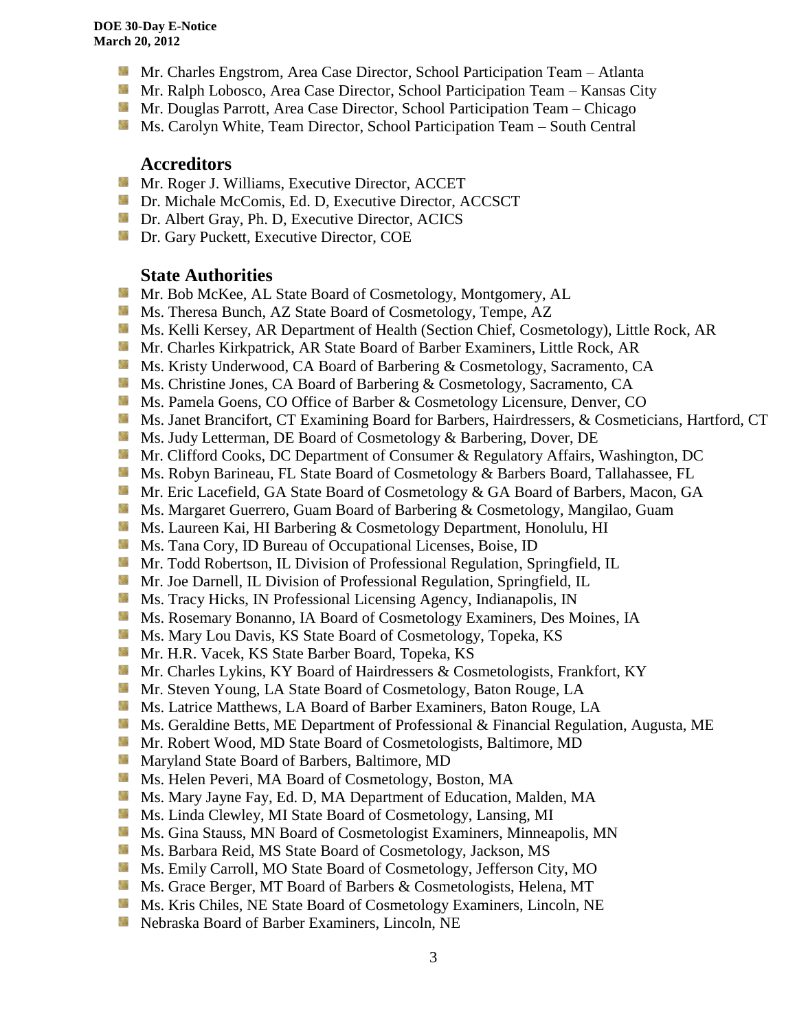- Mr. Charles Engstrom, Area Case Director, School Participation Team – Atlanta
- Mr. Ralph Lobosco, Area Case Director, School Participation Team – Kansas City
- Mr. Douglas Parrott, Area Case Director, School Participation Team – Chicago
- Ms. Carolyn White, Team Director, School Participation Team – South Central

## Accreditors

- Mr. Roger J. Williams, Executive Director, ACCET
- Dr. Michale McComis, Ed. D, Executive Director, ACCSCT
- Dr. Albert Gray, Ph. D, Executive Director, ACICS
- Dr. Gary Puckett, Executive Director, COE

## State Authorities

- Mr. Bob McKee, AL State Board of Cosmetology, Montgomery, AL
- Ms. Theresa Bunch, AZ State Board of Cosmetology, Tempe, AZ
- Ms. Kelli Kersey, AR Department of Health (Section Chief, Cosmetology), Little Rock, AR
- Mr. Charles Kirkpatrick, AR State Board of Barber Examiners, Little Rock, AR
- Ms. Kristy Underwood, CA Board of Barbering & Cosmetology, Sacramento, CA
- Ms. Christine Jones, CA Board of Barbering & Cosmetology, Sacramento, CA
- Ms. Pamela Goens, CO Office of Barber & Cosmetology Licensure, Denver, CO
- Ms. Janet Brancifort, CT Examining Board for Barbers, Hairdressers, & Cosmeticians, Hartford, CT
- Ms. Judy Letterman, DE Board of Cosmetology & Barbering, Dover, DE
- Mr. Clifford Cooks, DC Department of Consumer & Regulatory Affairs, Washington, DC
- Ms. Robyn Barineau, FL State Board of Cosmetology & Barbers Board, Tallahassee, FL
- Mr. Eric Lacefield, GA State Board of Cosmetology & GA Board of Barbers, Macon, GA
- Ms. Margaret Guerrero, Guam Board of Barbering & Cosmetology, Mangilao, Guam
- Ms. Laureen Kai, HI Barbering & Cosmetology Department, Honolulu, HI
- Ms. Tana Cory, ID Bureau of Occupational Licenses, Boise, ID
- Mr. Todd Robertson, IL Division of Professional Regulation, Springfield, IL
- Mr. Joe Darnell, IL Division of Professional Regulation, Springfield, IL
- Ms. Tracy Hicks, IN Professional Licensing Agency, Indianapolis, IN
- Ms. Rosemary Bonanno, IA Board of Cosmetology Examiners, Des Moines, IA
- Ms. Mary Lou Davis, KS State Board of Cosmetology, Topeka, KS
- Mr. H.R. Vacek, KS State Barber Board, Topeka, KS
- Mr. Charles Lykins, KY Board of Hairdressers & Cosmetologists, Frankfort, KY
- Mr. Steven Young, LA State Board of Cosmetology, Baton Rouge, LA
- Ms. Latrice Matthews, LA Board of Barber Examiners, Baton Rouge, LA
- Ms. Geraldine Betts, ME Department of Professional & Financial Regulation, Augusta, ME
- Mr. Robert Wood, MD State Board of Cosmetologists, Baltimore, MD
- Maryland State Board of Barbers, Baltimore, MD
- Ms. Helen Peveri, MA Board of Cosmetology, Boston, MA
- Ms. Mary Jayne Fay, Ed. D, MA Department of Education, Malden, MA
- Ms. Linda Clewley, MI State Board of Cosmetology, Lansing, MI
- Ms. Gina Stauss, MN Board of Cosmetologist Examiners, Minneapolis, MN
- Ms. Barbara Reid, MS State Board of Cosmetology, Jackson, MS
- Ms. Emily Carroll, MO State Board of Cosmetology, Jefferson City, MO
- Ms. Grace Berger, MT Board of Barbers & Cosmetologists, Helena, MT
- Ms. Kris Chiles, NE State Board of Cosmetology Examiners, Lincoln, NE
- Nebraska Board of Barber Examiners, Lincoln, NE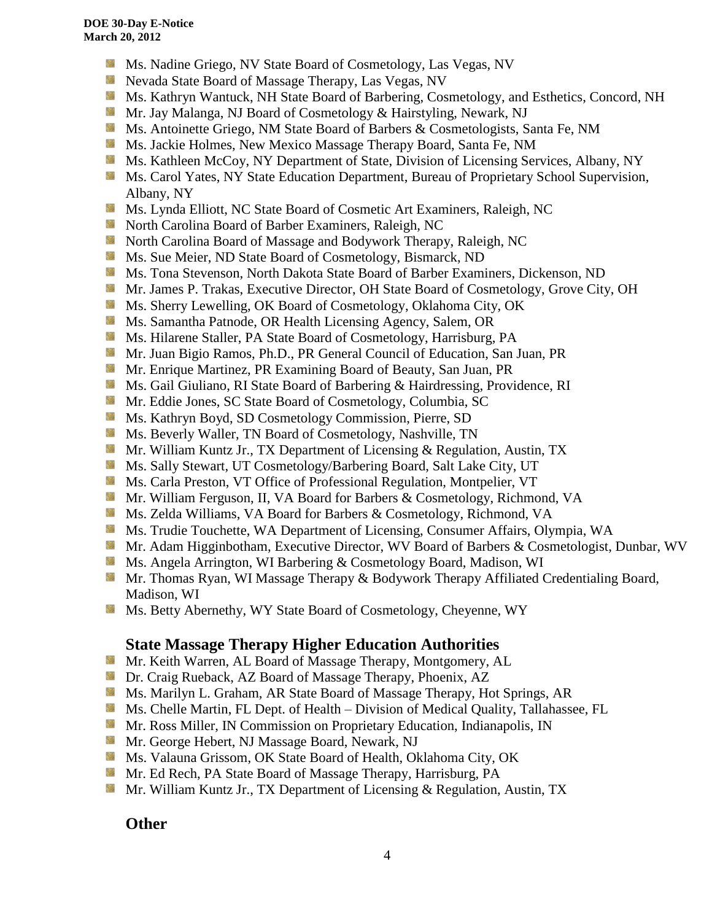- Ms. Nadine Griego, NV State Board of Cosmetology, Las Vegas, NV
- Nevada State Board of Massage Therapy, Las Vegas, NV
- Ms. Kathryn Wantuck, NH State Board of Barbering, Cosmetology, and Esthetics, Concord, NH
- Mr. Jay Malanga, NJ Board of Cosmetology & Hairstyling, Newark, NJ
- Ms. Antoinette Griego, NM State Board of Barbers & Cosmetologists, Santa Fe, NM
- Ms. Jackie Holmes, New Mexico Massage Therapy Board, Santa Fe, NM
- Ms. Kathleen McCoy, NY Department of State, Division of Licensing Services, Albany, NY
- Ms. Carol Yates, NY State Education Department, Bureau of Proprietary School Supervision, Albany, NY
- Ms. Lynda Elliott, NC State Board of Cosmetic Art Examiners, Raleigh, NC
- North Carolina Board of Barber Examiners, Raleigh, NC
- North Carolina Board of Massage and Bodywork Therapy, Raleigh, NC
- Ms. Sue Meier, ND State Board of Cosmetology, Bismarck, ND
- Ms. Tona Stevenson, North Dakota State Board of Barber Examiners, Dickenson, ND
- Mr. James P. Trakas, Executive Director, OH State Board of Cosmetology, Grove City, OH
- Ms. Sherry Lewelling, OK Board of Cosmetology, Oklahoma City, OK
- Ms. Samantha Patnode, OR Health Licensing Agency, Salem, OR
- Ms. Hilarene Staller, PA State Board of Cosmetology, Harrisburg, PA
- Mr. Juan Bigio Ramos, Ph.D., PR General Council of Education, San Juan, PR
- Mr. Enrique Martinez, PR Examining Board of Beauty, San Juan, PR
- Ms. Gail Giuliano, RI State Board of Barbering & Hairdressing, Providence, RI
- Mr. Eddie Jones, SC State Board of Cosmetology, Columbia, SC
- Ms. Kathryn Boyd, SD Cosmetology Commission, Pierre, SD
- Ms. Beverly Waller, TN Board of Cosmetology, Nashville, TN
- Mr. William Kuntz Jr., TX Department of Licensing & Regulation, Austin, TX
- Ms. Sally Stewart, UT Cosmetology/Barbering Board, Salt Lake City, UT
- Ms. Carla Preston, VT Office of Professional Regulation, Montpelier, VT
- Mr. William Ferguson, II, VA Board for Barbers & Cosmetology, Richmond, VA
- Ms. Zelda Williams, VA Board for Barbers & Cosmetology, Richmond, VA
- Ms. Trudie Touchette, WA Department of Licensing, Consumer Affairs, Olympia, WA
- Mr. Adam Higginbotham, Executive Director, WV Board of Barbers & Cosmetologist, Dunbar, WV
- Ms. Angela Arrington, WI Barbering & Cosmetology Board, Madison, WI
- Mr. Thomas Ryan, WI Massage Therapy & Bodywork Therapy Affiliated Credentialing Board, Madison, WI
- Ms. Betty Abernethy, WY State Board of Cosmetology, Cheyenne, WY

## State Massage Therapy Higher Education Authorities

- Mr. Keith Warren, AL Board of Massage Therapy, Montgomery, AL
- Dr. Craig Rueback, AZ Board of Massage Therapy, Phoenix, AZ
- Ms. Marilyn L. Graham, AR State Board of Massage Therapy, Hot Springs, AR
- Ms. Chelle Martin, FL Dept. of Health – Division of Medical Quality, Tallahassee, FL
- Mr. Ross Miller, IN Commission on Proprietary Education, Indianapolis, IN
- Mr. George Hebert, NJ Massage Board, Newark, NJ
- Ms. Valauna Grissom, OK State Board of Health, Oklahoma City, OK
- Mr. Ed Rech, PA State Board of Massage Therapy, Harrisburg, PA
- Mr. William Kuntz Jr., TX Department of Licensing & Regulation, Austin, TX

## Other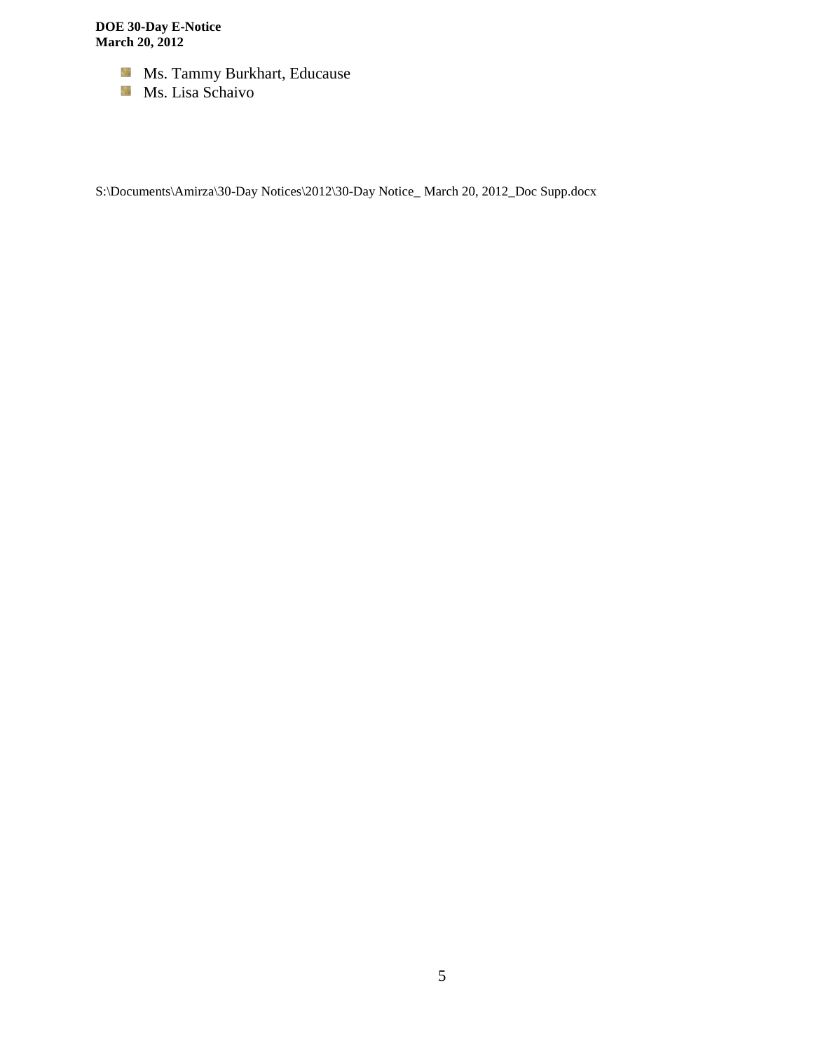- Ms. Tammy Burkhart, Educause
- Ms. Lisa Schaivo

S:\Documents\Amirza\30-Day Notices\2012\30-Day Notice_ March 20, 2012_Doc Supp.docx